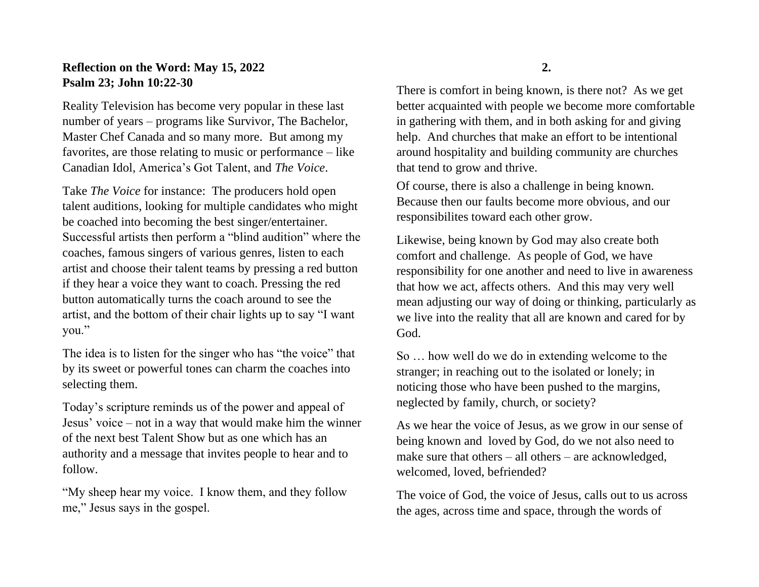**Reflection on the Word: May 15, 2022**
**Psalm 23; John 10:22-30**

Reality Television has become very popular in these last number of years – programs like Survivor, The Bachelor, Master Chef Canada and so many more. But among my favorites, are those relating to music or performance – like Canadian Idol, America's Got Talent, and *The Voice*.

Take *The Voice* for instance: The producers hold open talent auditions, looking for multiple candidates who might be coached into becoming the best singer/entertainer. Successful artists then perform a "blind audition" where the coaches, famous singers of various genres, listen to each artist and choose their talent teams by pressing a red button if they hear a voice they want to coach. Pressing the red button automatically turns the coach around to see the artist, and the bottom of their chair lights up to say "I want you."

The idea is to listen for the singer who has "the voice" that by its sweet or powerful tones can charm the coaches into selecting them.

Today's scripture reminds us of the power and appeal of Jesus' voice – not in a way that would make him the winner of the next best Talent Show but as one which has an authority and a message that invites people to hear and to follow.

"My sheep hear my voice. I know them, and they follow me," Jesus says in the gospel.

There is comfort in being known, is there not? As we get better acquainted with people we become more comfortable in gathering with them, and in both asking for and giving help. And churches that make an effort to be intentional around hospitality and building community are churches that tend to grow and thrive.

Of course, there is also a challenge in being known. Because then our faults become more obvious, and our responsibilites toward each other grow.

Likewise, being known by God may also create both comfort and challenge. As people of God, we have responsibility for one another and need to live in awareness that how we act, affects others. And this may very well mean adjusting our way of doing or thinking, particularly as we live into the reality that all are known and cared for by God.

So … how well do we do in extending welcome to the stranger; in reaching out to the isolated or lonely; in noticing those who have been pushed to the margins, neglected by family, church, or society?

As we hear the voice of Jesus, as we grow in our sense of being known and loved by God, do we not also need to make sure that others – all others – are acknowledged, welcomed, loved, befriended?

The voice of God, the voice of Jesus, calls out to us across the ages, across time and space, through the words of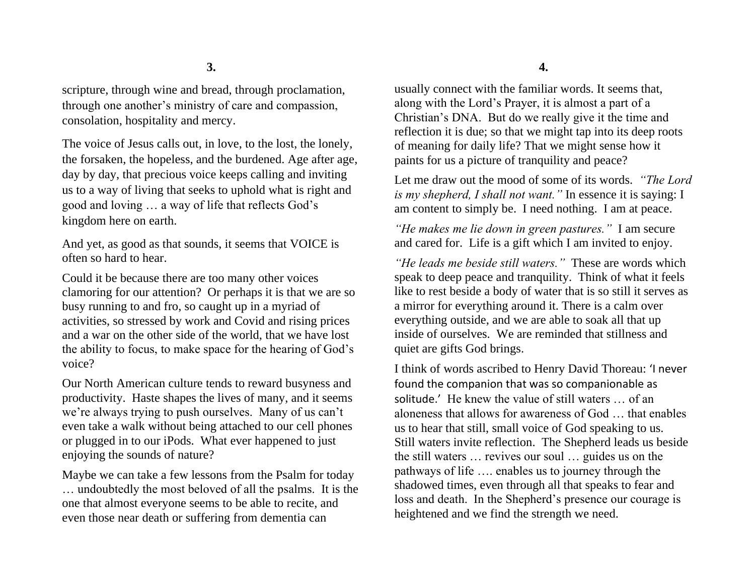scripture, through wine and bread, through proclamation, through one another's ministry of care and compassion, consolation, hospitality and mercy.

The voice of Jesus calls out, in love, to the lost, the lonely, the forsaken, the hopeless, and the burdened. Age after age, day by day, that precious voice keeps calling and inviting us to a way of living that seeks to uphold what is right and good and loving … a way of life that reflects God's kingdom here on earth.

And yet, as good as that sounds, it seems that VOICE is often so hard to hear.

Could it be because there are too many other voices clamoring for our attention? Or perhaps it is that we are so busy running to and fro, so caught up in a myriad of activities, so stressed by work and Covid and rising prices and a war on the other side of the world, that we have lost the ability to focus, to make space for the hearing of God's voice?

Our North American culture tends to reward busyness and productivity. Haste shapes the lives of many, and it seems we're always trying to push ourselves. Many of us can't even take a walk without being attached to our cell phones or plugged in to our iPods. What ever happened to just enjoying the sounds of nature?

Maybe we can take a few lessons from the Psalm for today … undoubtedly the most beloved of all the psalms. It is the one that almost everyone seems to be able to recite, and even those near death or suffering from dementia can usually connect with the familiar words. It seems that, along with the Lord's Prayer, it is almost a part of a Christian's DNA. But do we really give it the time and reflection it is due; so that we might tap into its deep roots of meaning for daily life? That we might sense how it paints for us a picture of tranquility and peace?

Let me draw out the mood of some of its words. *"The Lord is my shepherd, I shall not want."* In essence it is saying: I am content to simply be. I need nothing. I am at peace.

*"He makes me lie down in green pastures."* I am secure and cared for. Life is a gift which I am invited to enjoy.

*"He leads me beside still waters."* These are words which speak to deep peace and tranquility. Think of what it feels like to rest beside a body of water that is so still it serves as a mirror for everything around it. There is a calm over everything outside, and we are able to soak all that up inside of ourselves. We are reminded that stillness and quiet are gifts God brings.

I think of words ascribed to Henry David Thoreau: 'I never found the companion that was so companionable as solitude.' He knew the value of still waters … of an aloneness that allows for awareness of God … that enables us to hear that still, small voice of God speaking to us. Still waters invite reflection. The Shepherd leads us beside the still waters … revives our soul … guides us on the pathways of life …. enables us to journey through the shadowed times, even through all that speaks to fear and loss and death. In the Shepherd's presence our courage is heightened and we find the strength we need.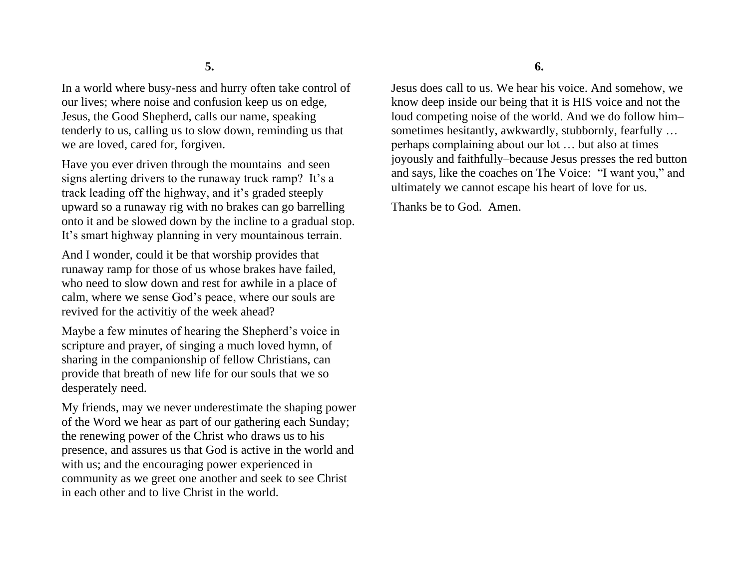In a world where busy-ness and hurry often take control of our lives; where noise and confusion keep us on edge, Jesus, the Good Shepherd, calls our name, speaking tenderly to us, calling us to slow down, reminding us that we are loved, cared for, forgiven.

Have you ever driven through the mountains and seen signs alerting drivers to the runaway truck ramp? It's a track leading off the highway, and it's graded steeply upward so a runaway rig with no brakes can go barrelling onto it and be slowed down by the incline to a gradual stop. It's smart highway planning in very mountainous terrain.

And I wonder, could it be that worship provides that runaway ramp for those of us whose brakes have failed, who need to slow down and rest for awhile in a place of calm, where we sense God's peace, where our souls are revived for the activitiy of the week ahead?

Maybe a few minutes of hearing the Shepherd's voice in scripture and prayer, of singing a much loved hymn, of sharing in the companionship of fellow Christians, can provide that breath of new life for our souls that we so desperately need.

My friends, may we never underestimate the shaping power of the Word we hear as part of our gathering each Sunday; the renewing power of the Christ who draws us to his presence, and assures us that God is active in the world and with us; and the encouraging power experienced in community as we greet one another and seek to see Christ in each other and to live Christ in the world.

Jesus does call to us. We hear his voice. And somehow, we know deep inside our being that it is HIS voice and not the loud competing noise of the world. And we do follow him–sometimes hesitantly, awkwardly, stubbornly, fearfully … perhaps complaining about our lot … but also at times joyously and faithfully–because Jesus presses the red button and says, like the coaches on The Voice: "I want you," and ultimately we cannot escape his heart of love for us.

Thanks be to God. Amen.